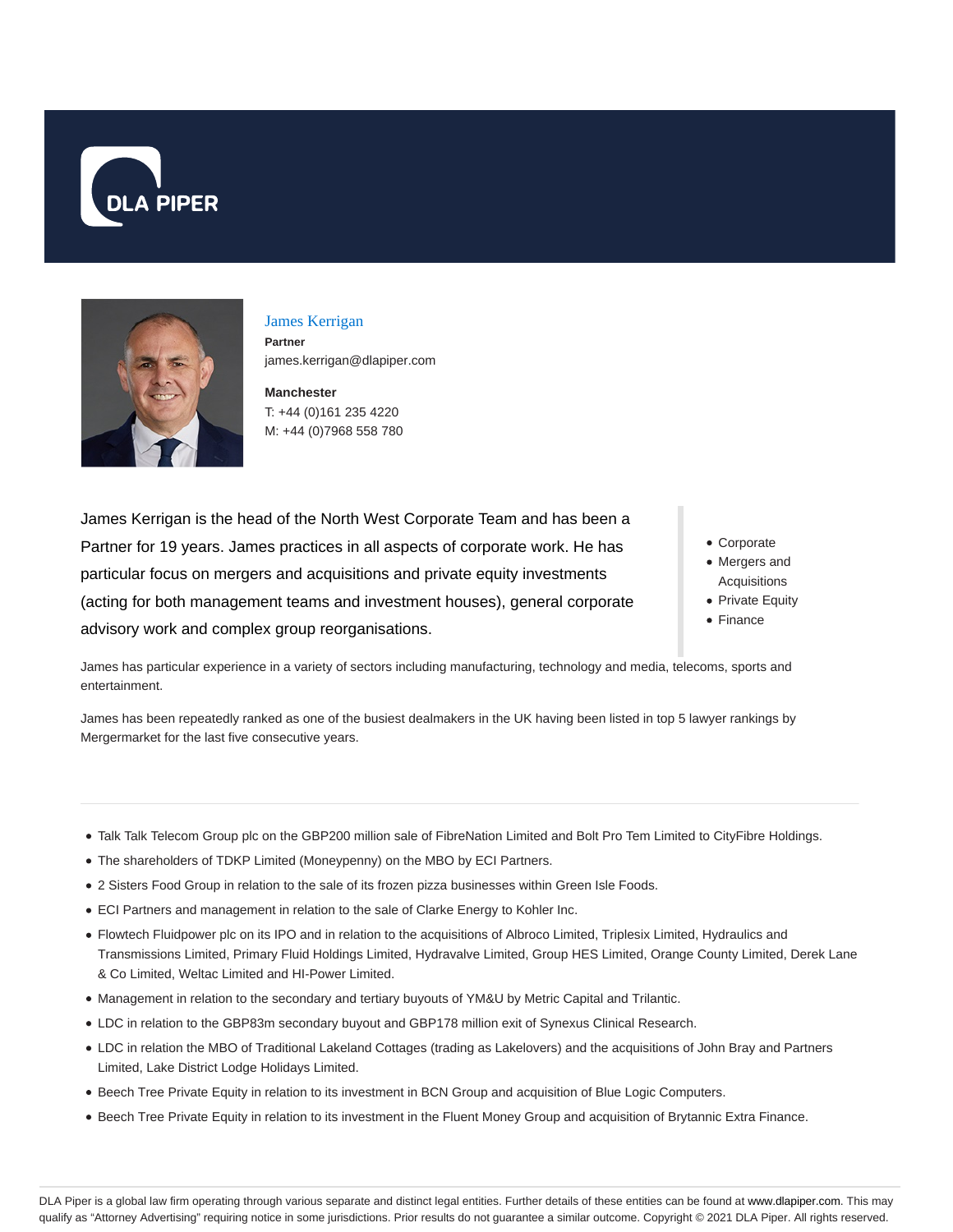DLA PIPER

# James Kerrigan

**Partner**

james.kerrigan@dlapiper.com

**Manchester**

T: +44 (0)161 235 4220

M: +44 (0)7968 558 780

James Kerrigan is the head of the North West Corporate Team and has been a Partner for 19 years. James practices in all aspects of corporate work. He has particular focus on mergers and acquisitions and private equity investments (acting for both management teams and investment houses), general corporate advisory work and complex group reorganisations.

- Corporate
- Mergers and Acquisitions
- Private Equity
- Finance

James has particular experience in a variety of sectors including manufacturing, technology and media, telecoms, sports and entertainment.

James has been repeatedly ranked as one of the busiest dealmakers in the UK having been listed in top 5 lawyer rankings by Mergermarket for the last five consecutive years.

- Talk Talk Telecom Group plc on the GBP200 million sale of FibreNation Limited and Bolt Pro Tem Limited to CityFibre Holdings.
- The shareholders of TDKP Limited (Moneypenny) on the MBO by ECI Partners.
- 2 Sisters Food Group in relation to the sale of its frozen pizza businesses within Green Isle Foods.
- ECI Partners and management in relation to the sale of Clarke Energy to Kohler Inc.
- Flowtech Fluidpower plc on its IPO and in relation to the acquisitions of Albroco Limited, Triplesix Limited, Hydraulics and Transmissions Limited, Primary Fluid Holdings Limited, Hydravalve Limited, Group HES Limited, Orange County Limited, Derek Lane & Co Limited, Weltac Limited and HI-Power Limited.
- Management in relation to the secondary and tertiary buyouts of YM&U by Metric Capital and Trilantic.
- LDC in relation to the GBP83m secondary buyout and GBP178 million exit of Synexus Clinical Research.
- LDC in relation the MBO of Traditional Lakeland Cottages (trading as Lakelovers) and the acquisitions of John Bray and Partners Limited, Lake District Lodge Holidays Limited.
- Beech Tree Private Equity in relation to its investment in BCN Group and acquisition of Blue Logic Computers.
- Beech Tree Private Equity in relation to its investment in the Fluent Money Group and acquisition of Brytannic Extra Finance.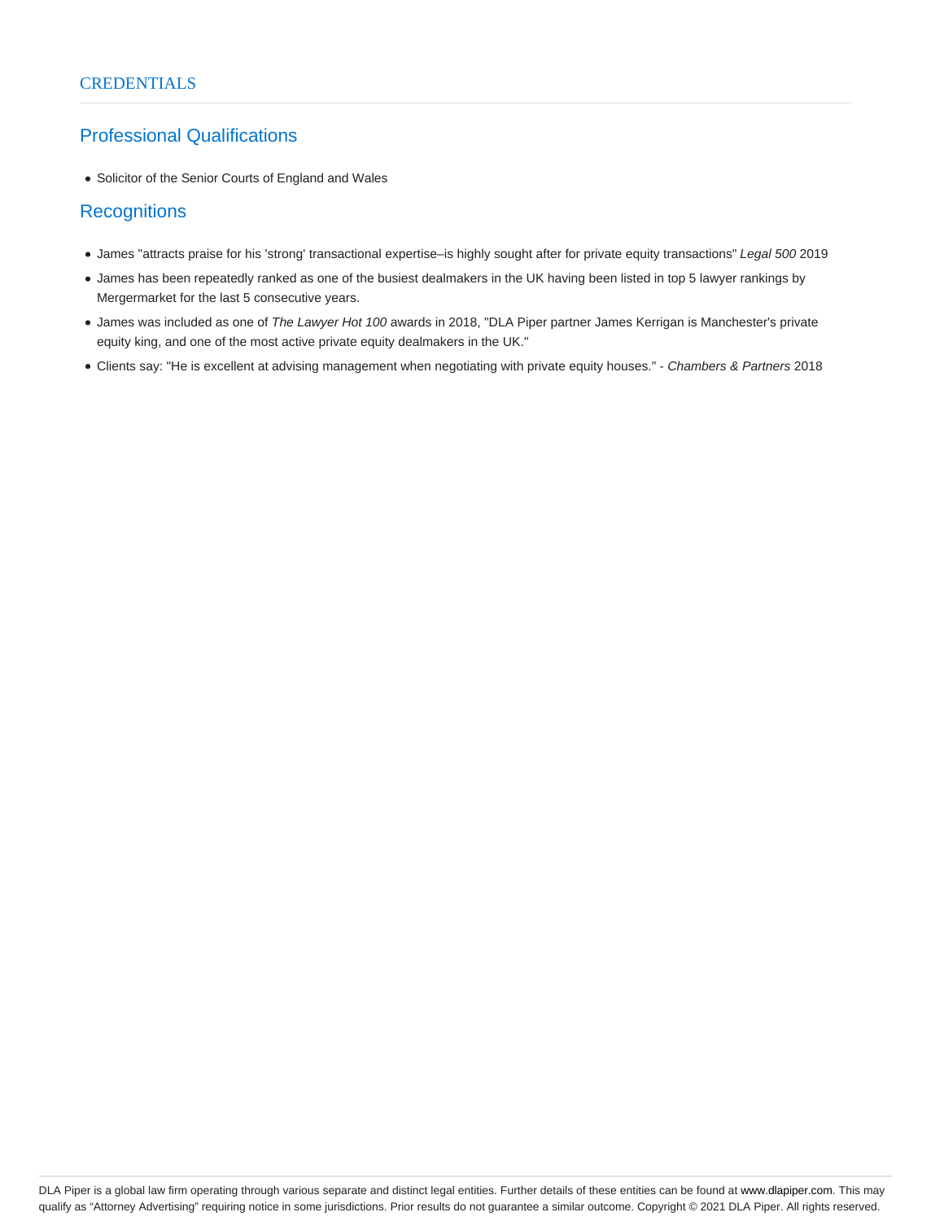## CREDENTIALS

### Professional Qualifications

- Solicitor of the Senior Courts of England and Wales

### Recognitions

- James "attracts praise for his 'strong' transactional expertise–is highly sought after for private equity transactions" *Legal 500* 2019
- James has been repeatedly ranked as one of the busiest dealmakers in the UK having been listed in top 5 lawyer rankings by Mergermarket for the last 5 consecutive years.
- James was included as one of *The Lawyer Hot 100* awards in 2018, "DLA Piper partner James Kerrigan is Manchester's private equity king, and one of the most active private equity dealmakers in the UK."
- Clients say: "He is excellent at advising management when negotiating with private equity houses." - *Chambers & Partners* 2018

DLA Piper is a global law firm operating through various separate and distinct legal entities. Further details of these entities can be found at www.dlapiper.com. This may qualify as "Attorney Advertising" requiring notice in some jurisdictions. Prior results do not guarantee a similar outcome. Copyright © 2021 DLA Piper. All rights reserved.